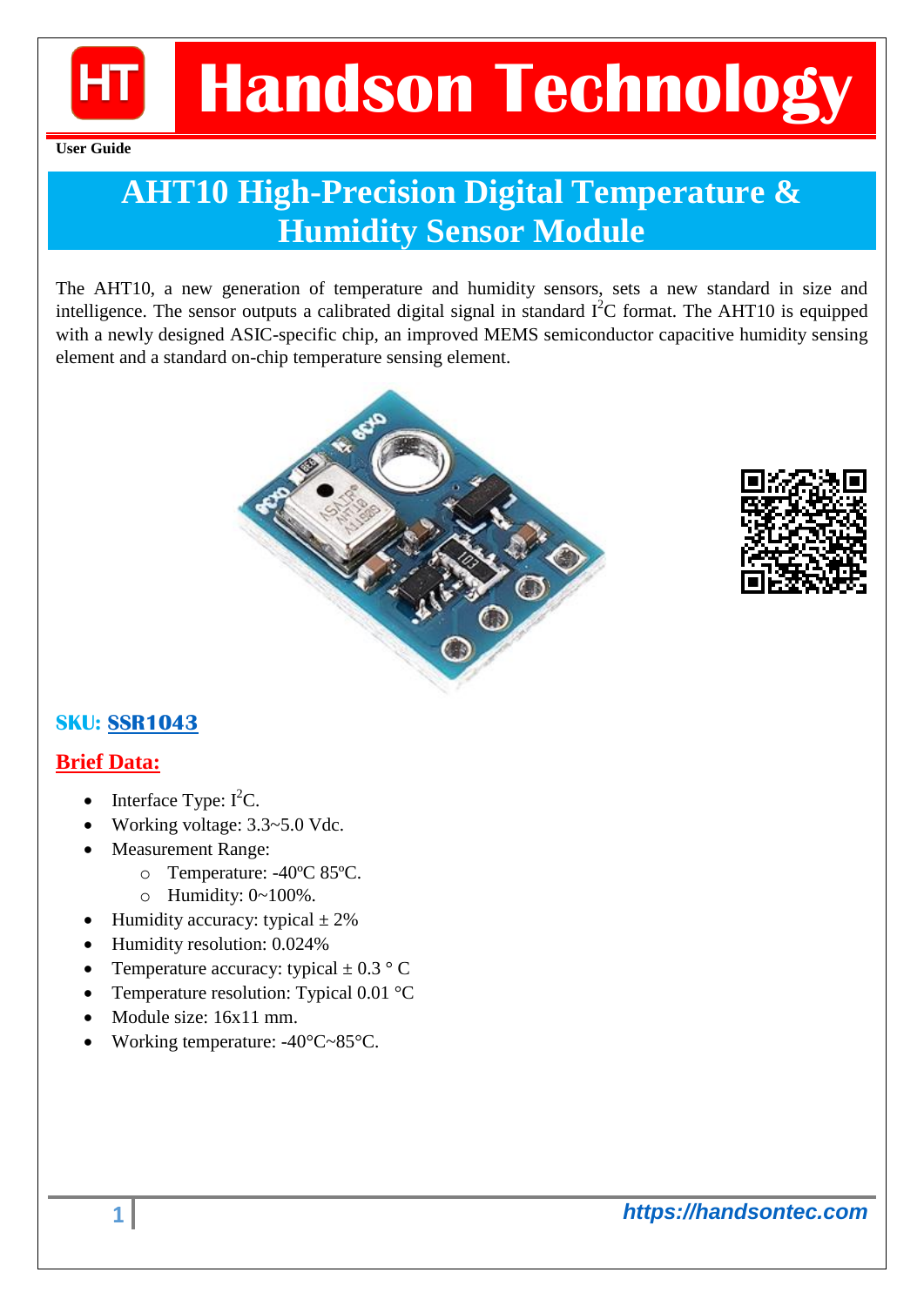# Handson Technology

**User Guide**

## AHT10 High-Precision Digital Temperature & Humidity Sensor Module

The AHT10, a new generation of temperature and humidity sensors, sets a new standard in size and intelligence. The sensor outputs a calibrated digital signal in standard $I^2C$ format. The AHT10 is equipped with a newly designed ASIC-specific chip, an improved MEMS semiconductor capacitive humidity sensing element and a standard on-chip temperature sensing element.

**SKU: SSR1043**

### Brief Data:

- Interface Type: $I^2C$.
- Working voltage: 3.3~5.0 Vdc.
- Measurement Range:
  - Temperature: -40ºC 85ºC.
  - Humidity: 0~100%.
- Humidity accuracy: typical ± 2%
- Humidity resolution: 0.024%
- Temperature accuracy: typical ± 0.3 ° C
- Temperature resolution: Typical 0.01 °C
- Module size: 16x11 mm.
- Working temperature: -40°C~85°C.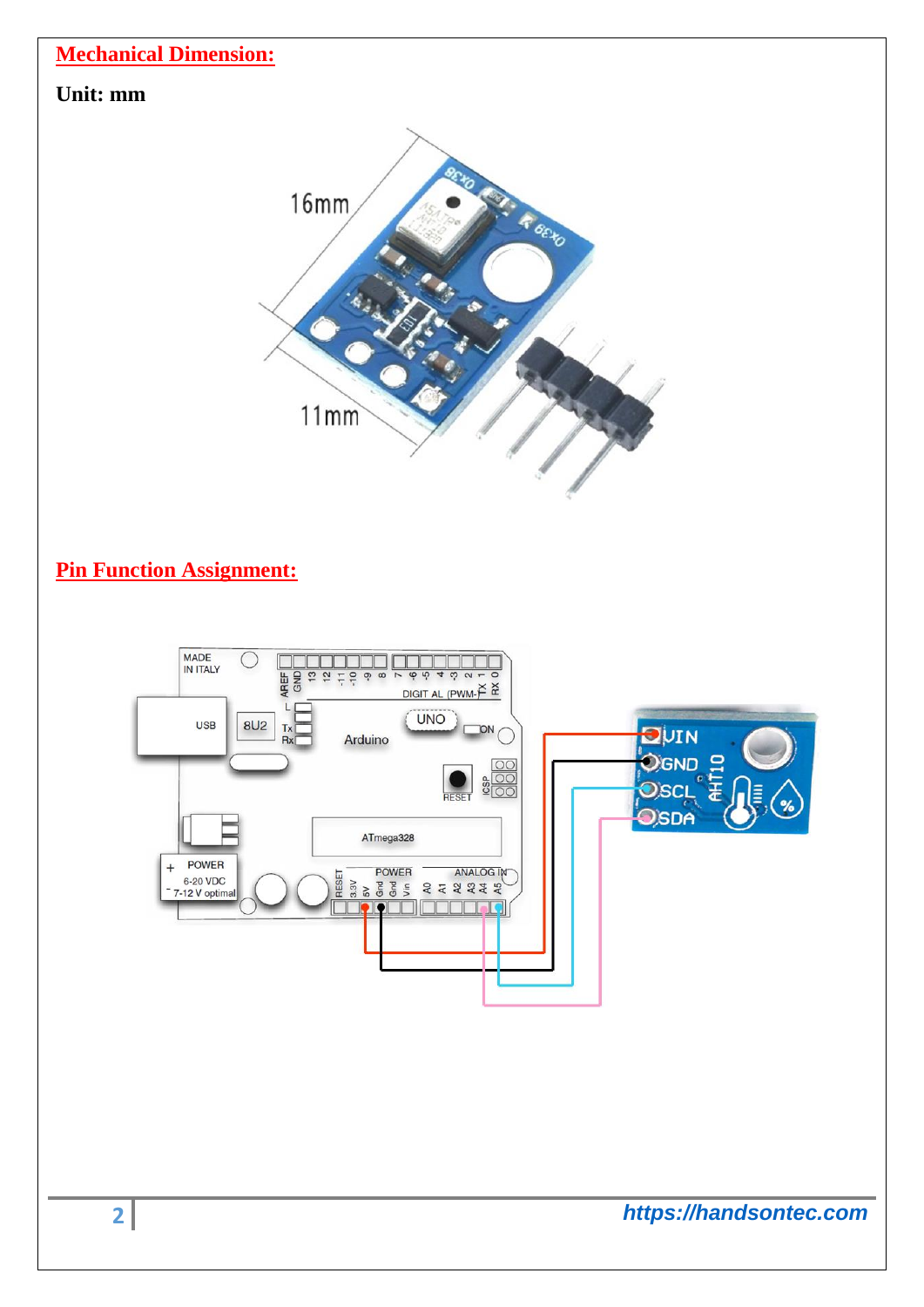## Mechanical Dimension:

**Unit: mm**

## Pin Function Assignment: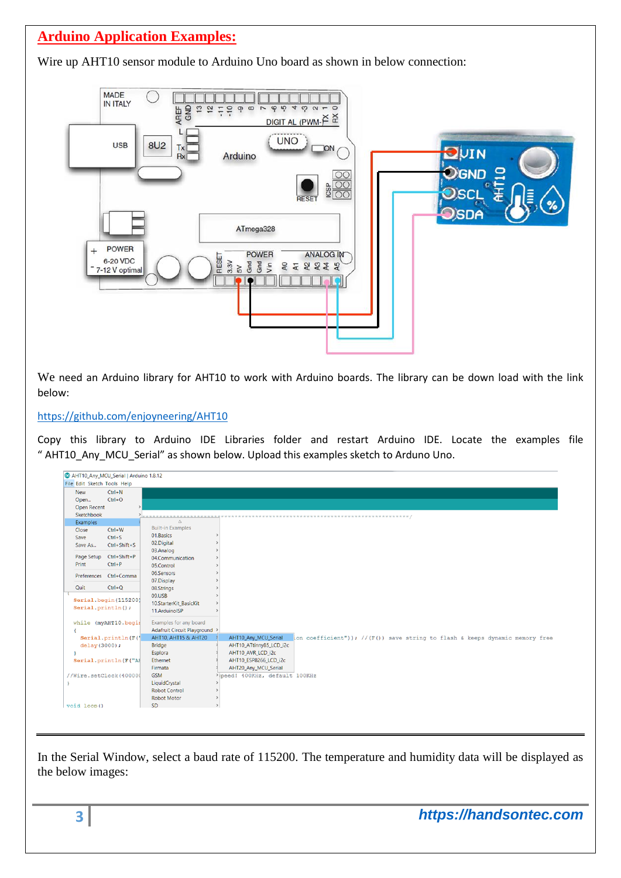## Arduino Application Examples:

Wire up AHT10 sensor module to Arduino Uno board as shown in below connection:

We need an Arduino library for AHT10 to work with Arduino boards. The library can be down load with the link below:

https://github.com/enjoyneering/AHT10

Copy this library to Arduino IDE Libraries folder and restart Arduino IDE. Locate the examples file " AHT10_Any_MCU_Serial" as shown below. Upload this examples sketch to Arduno Uno.

In the Serial Window, select a baud rate of 115200. The temperature and humidity data will be displayed as the below images: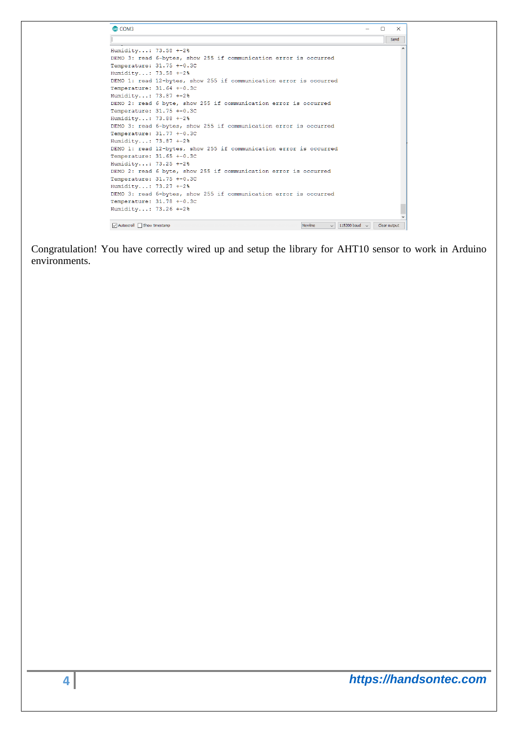```
Humidity...: 73.58 +-2%
DEMO 3: read 6-bytes, show 255 if communication error is occurred
Temperature: 31.75 +-0.3C
Humidity...: 73.58 +-2%
DEMO 1: read 12-bytes, show 255 if communication error is occurred
Temperature: 31.64 +-0.3C
Humidity...: 73.87 +-2%
DEMO 2: read 6 byte, show 255 if communication error is occurred
Temperature: 31.75 +-0.3C
Humidity...: 73.88 +-2%
DEMO 3: read 6-bytes, show 255 if communication error is occurred
Temperature: 31.77 +-0.3C
Humidity...: 73.87 +-2%
DEMO 1: read 12-bytes, show 255 if communication error is occurred
Temperature: 31.65 +-0.3C
Humidity...: 73.25 +-2%
DEMO 2: read 6 byte, show 255 if communication error is occurred
Temperature: 31.75 +-0.3C
Humidity...: 73.27 +-2%
DEMO 3: read 6-bytes, show 255 if communication error is occurred
Temperature: 31.78 +-0.3C
Humidity...: 73.26 +-2%
```

Congratulation! You have correctly wired up and setup the library for AHT10 sensor to work in Arduino environments.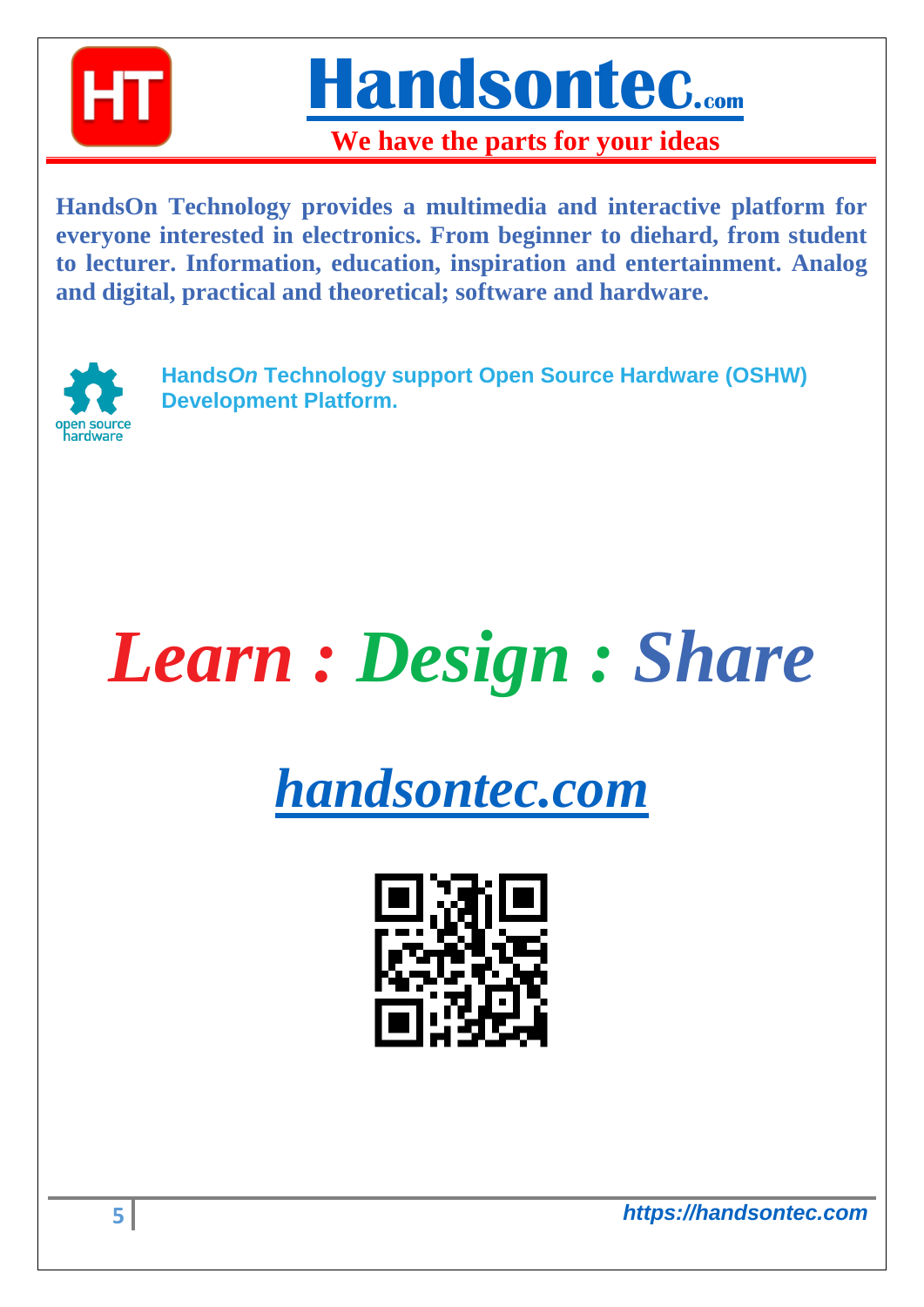# Handsontec.com

**We have the parts for your ideas**

**HandsOn Technology provides a multimedia and interactive platform for everyone interested in electronics. From beginner to diehard, from student to lecturer. Information, education, inspiration and entertainment. Analog and digital, practical and theoretical; software and hardware.**

**Hands*On* Technology support Open Source Hardware (OSHW) Development Platform.**

# *Learn : Design : Share*

## [*handsontec.com*](https://handsontec.com)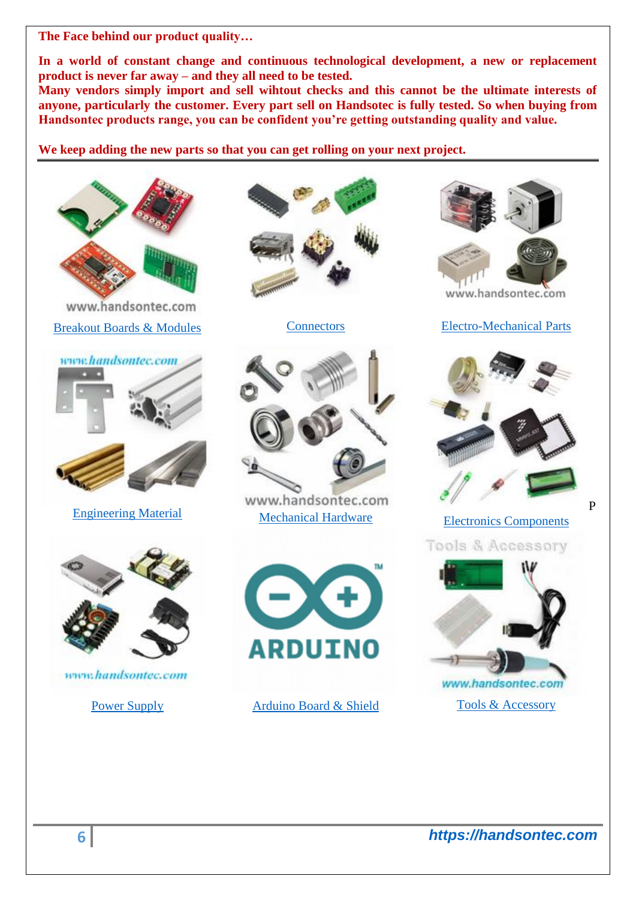**The Face behind our product quality…**

**In a world of constant change and continuous technological development, a new or replacement product is never far away – and they all need to be tested.**
**Many vendors simply import and sell wihtout checks and this cannot be the ultimate interests of anyone, particularly the customer. Every part sell on Handsotec is fully tested. So when buying from Handsontec products range, you can be confident you're getting outstanding quality and value.**

**We keep adding the new parts so that you can get rolling on your next project.**

Breakout Boards & Modules

Connectors

Electro-Mechanical Parts

Engineering Material

Mechanical Hardware

P

Electronics Components

Power Supply

Arduino Board & Shield

Tools & Accessory